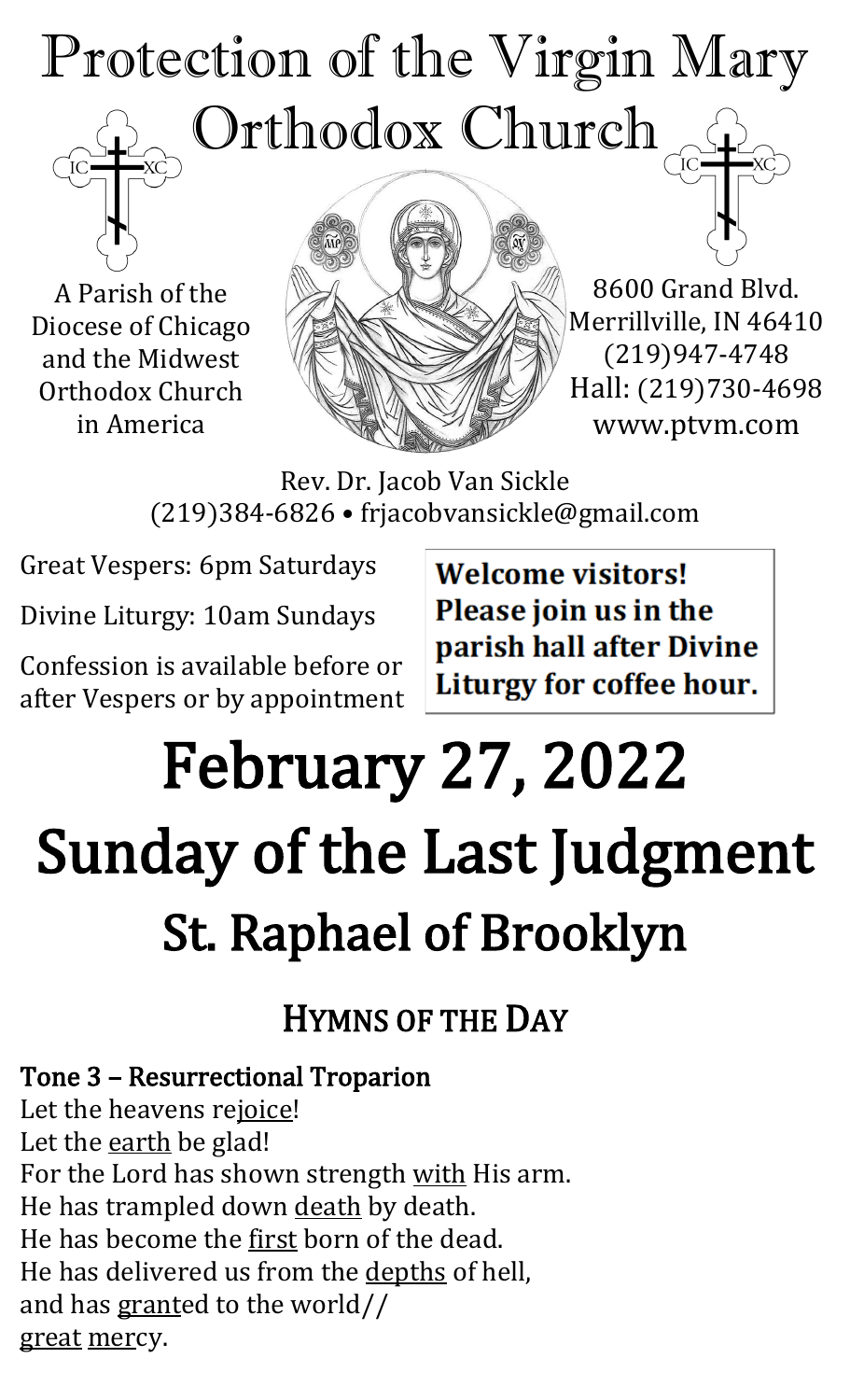# Protection of the Virgin Mary Orthodox Church

A Parish of the Diocese of Chicago and the Midwest Orthodox Church in America

8600 Grand Blvd.
Merrillville, IN 46410
(219)947-4748
Hall: (219)730-4698
www.ptvm.com

Rev. Dr. Jacob Van Sickle
(219)384-6826 • frjacobvansickle@gmail.com

Great Vespers: 6pm Saturdays

Divine Liturgy: 10am Sundays

Confession is available before or after Vespers or by appointment

**Welcome visitors! Please join us in the parish hall after Divine Liturgy for coffee hour.**

# February 27, 2022

# Sunday of the Last Judgment

# St. Raphael of Brooklyn

## HYMNS OF THE DAY

**Tone 3 – Resurrectional Troparion**

Let the heavens rejoice!
Let the earth be glad!
For the Lord has shown strength with His arm.
He has trampled down death by death.
He has become the first born of the dead.
He has delivered us from the depths of hell,
and has granted to the world//
great mercy.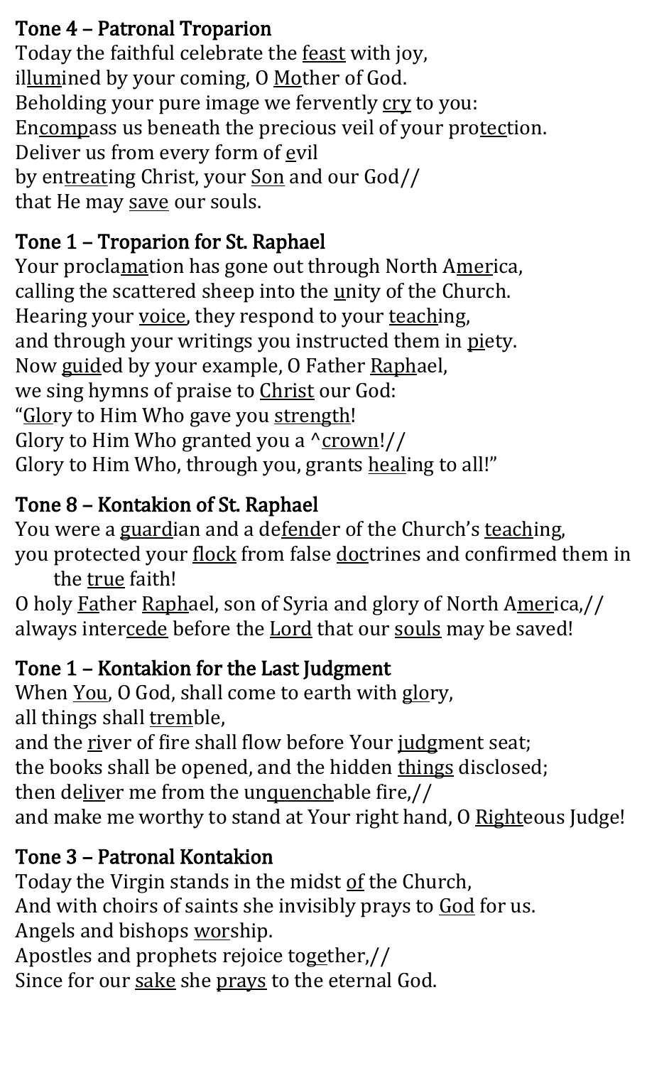## Tone 4 – Patronal Troparion

Today the faithful celebrate the feast with joy,
illumined by your coming, O Mother of God.
Beholding your pure image we fervently cry to you:
Encompass us beneath the precious veil of your protection.
Deliver us from every form of evil
by entreating Christ, your Son and our God//
that He may save our souls.

## Tone 1 – Troparion for St. Raphael

Your proclamation has gone out through North America,
calling the scattered sheep into the unity of the Church.
Hearing your voice, they respond to your teaching,
and through your writings you instructed them in piety.
Now guided by your example, O Father Raphael,
we sing hymns of praise to Christ our God:
"Glory to Him Who gave you strength!
Glory to Him Who granted you a ^crown!//
Glory to Him Who, through you, grants healing to all!"

## Tone 8 – Kontakion of St. Raphael

You were a guardian and a defender of the Church's teaching,
you protected your flock from false doctrines and confirmed them in the true faith!
O holy Father Raphael, son of Syria and glory of North America,//
always intercede before the Lord that our souls may be saved!

## Tone 1 – Kontakion for the Last Judgment

When You, O God, shall come to earth with glory,
all things shall tremble,
and the river of fire shall flow before Your judgment seat;
the books shall be opened, and the hidden things disclosed;
then deliver me from the unquenchable fire,//
and make me worthy to stand at Your right hand, O Righteous Judge!

## Tone 3 – Patronal Kontakion

Today the Virgin stands in the midst of the Church,
And with choirs of saints she invisibly prays to God for us.
Angels and bishops worship.
Apostles and prophets rejoice together,//
Since for our sake she prays to the eternal God.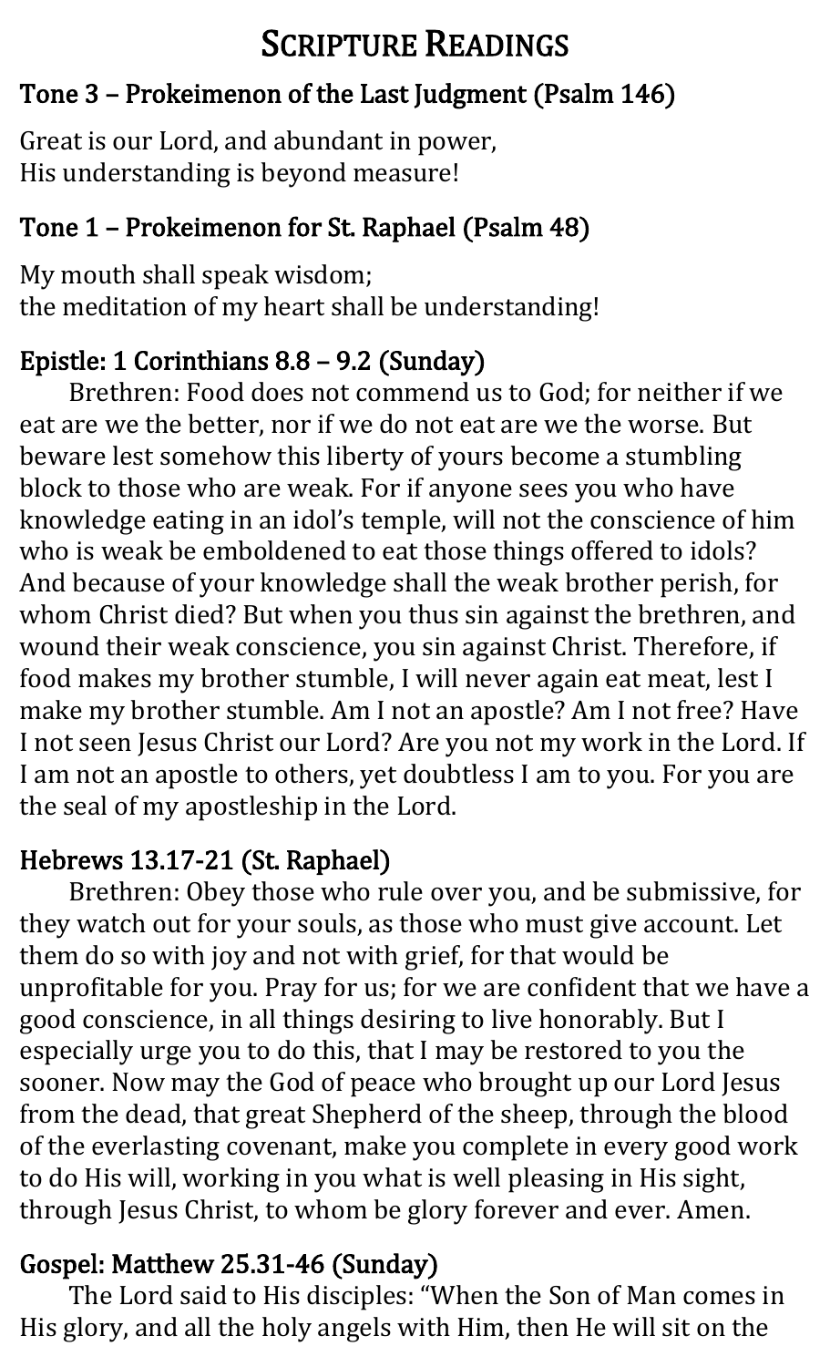# Scripture Readings

## Tone 3 – Prokeimenon of the Last Judgment (Psalm 146)

Great is our Lord, and abundant in power,
His understanding is beyond measure!

## Tone 1 – Prokeimenon for St. Raphael (Psalm 48)

My mouth shall speak wisdom;
the meditation of my heart shall be understanding!

## Epistle: 1 Corinthians 8.8 – 9.2 (Sunday)

Brethren: Food does not commend us to God; for neither if we eat are we the better, nor if we do not eat are we the worse. But beware lest somehow this liberty of yours become a stumbling block to those who are weak. For if anyone sees you who have knowledge eating in an idol's temple, will not the conscience of him who is weak be emboldened to eat those things offered to idols? And because of your knowledge shall the weak brother perish, for whom Christ died? But when you thus sin against the brethren, and wound their weak conscience, you sin against Christ. Therefore, if food makes my brother stumble, I will never again eat meat, lest I make my brother stumble. Am I not an apostle? Am I not free? Have I not seen Jesus Christ our Lord? Are you not my work in the Lord. If I am not an apostle to others, yet doubtless I am to you. For you are the seal of my apostleship in the Lord.

## Hebrews 13.17-21 (St. Raphael)

Brethren: Obey those who rule over you, and be submissive, for they watch out for your souls, as those who must give account. Let them do so with joy and not with grief, for that would be unprofitable for you. Pray for us; for we are confident that we have a good conscience, in all things desiring to live honorably. But I especially urge you to do this, that I may be restored to you the sooner. Now may the God of peace who brought up our Lord Jesus from the dead, that great Shepherd of the sheep, through the blood of the everlasting covenant, make you complete in every good work to do His will, working in you what is well pleasing in His sight, through Jesus Christ, to whom be glory forever and ever. Amen.

## Gospel: Matthew 25.31-46 (Sunday)

The Lord said to His disciples: "When the Son of Man comes in His glory, and all the holy angels with Him, then He will sit on the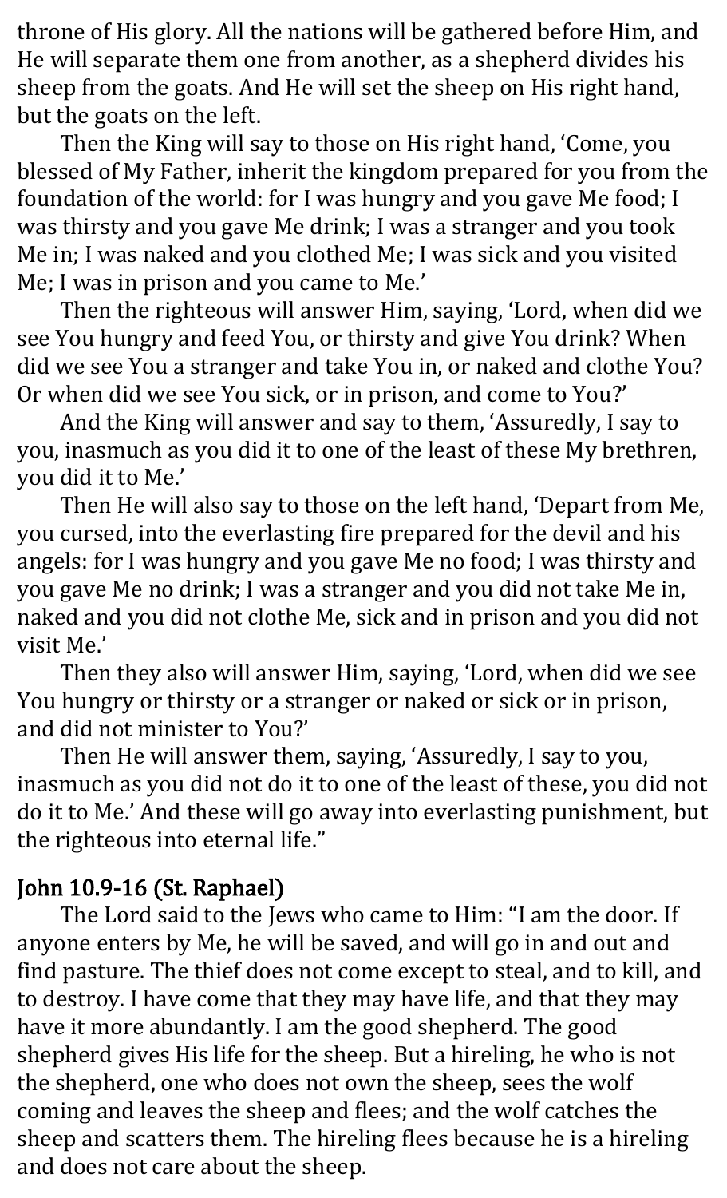throne of His glory. All the nations will be gathered before Him, and He will separate them one from another, as a shepherd divides his sheep from the goats. And He will set the sheep on His right hand, but the goats on the left.

Then the King will say to those on His right hand, 'Come, you blessed of My Father, inherit the kingdom prepared for you from the foundation of the world: for I was hungry and you gave Me food; I was thirsty and you gave Me drink; I was a stranger and you took Me in; I was naked and you clothed Me; I was sick and you visited Me; I was in prison and you came to Me.'

Then the righteous will answer Him, saying, 'Lord, when did we see You hungry and feed You, or thirsty and give You drink? When did we see You a stranger and take You in, or naked and clothe You? Or when did we see You sick, or in prison, and come to You?'

And the King will answer and say to them, 'Assuredly, I say to you, inasmuch as you did it to one of the least of these My brethren, you did it to Me.'

Then He will also say to those on the left hand, 'Depart from Me, you cursed, into the everlasting fire prepared for the devil and his angels: for I was hungry and you gave Me no food; I was thirsty and you gave Me no drink; I was a stranger and you did not take Me in, naked and you did not clothe Me, sick and in prison and you did not visit Me.'

Then they also will answer Him, saying, 'Lord, when did we see You hungry or thirsty or a stranger or naked or sick or in prison, and did not minister to You?'

Then He will answer them, saying, 'Assuredly, I say to you, inasmuch as you did not do it to one of the least of these, you did not do it to Me.' And these will go away into everlasting punishment, but the righteous into eternal life."

## John 10.9-16 (St. Raphael)

The Lord said to the Jews who came to Him: "I am the door. If anyone enters by Me, he will be saved, and will go in and out and find pasture. The thief does not come except to steal, and to kill, and to destroy. I have come that they may have life, and that they may have it more abundantly. I am the good shepherd. The good shepherd gives His life for the sheep. But a hireling, he who is not the shepherd, one who does not own the sheep, sees the wolf coming and leaves the sheep and flees; and the wolf catches the sheep and scatters them. The hireling flees because he is a hireling and does not care about the sheep.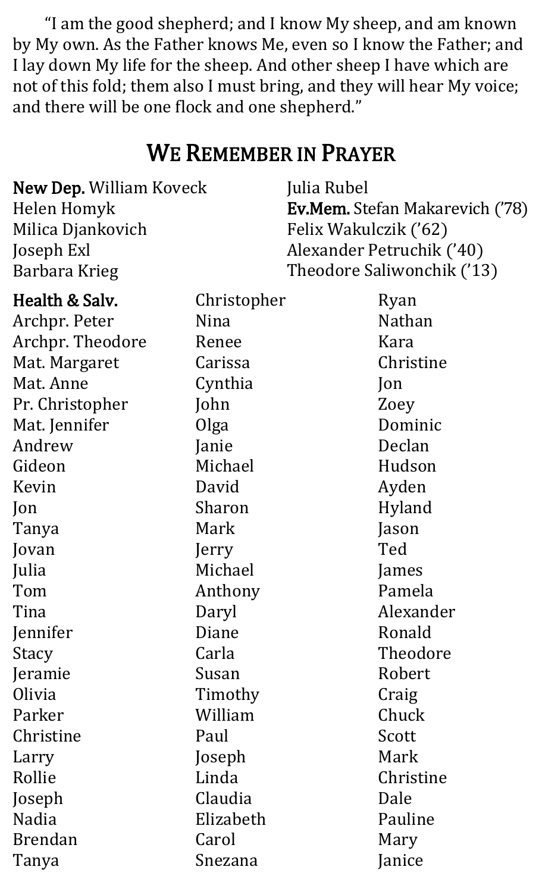"I am the good shepherd; and I know My sheep, and am known by My own. As the Father knows Me, even so I know the Father; and I lay down My life for the sheep. And other sheep I have which are not of this fold; them also I must bring, and they will hear My voice; and there will be one flock and one shepherd."

## We Remember in Prayer

**New Dep.** William Koveck
Helen Homyk
Milica Djankovich
Joseph Exl
Barbara Krieg
Julia Rubel

**Ev.Mem.** Stefan Makarevich ('78)
Felix Wakulczik ('62)
Alexander Petruchik ('40)
Theodore Saliwonchik ('13)

**Health & Salv.**
Archpr. Peter
Archpr. Theodore
Mat. Margaret
Mat. Anne
Pr. Christopher
Mat. Jennifer
Andrew
Gideon
Kevin
Jon
Tanya
Jovan
Julia
Tom
Tina
Jennifer
Stacy
Jeramie
Olivia
Parker
Christine
Larry
Rollie
Joseph
Nadia
Brendan
Tanya
Christopher
Nina
Renee
Carissa
Cynthia
John
Olga
Janie
Michael
David
Sharon
Mark
Jerry
Michael
Anthony
Daryl
Diane
Carla
Susan
Timothy
William
Paul
Joseph
Linda
Claudia
Elizabeth
Carol
Snezana
Ryan
Nathan
Kara
Christine
Jon
Zoey
Dominic
Declan
Hudson
Ayden
Hyland
Jason
Ted
James
Pamela
Alexander
Ronald
Theodore
Robert
Craig
Chuck
Scott
Mark
Christine
Dale
Pauline
Mary
Janice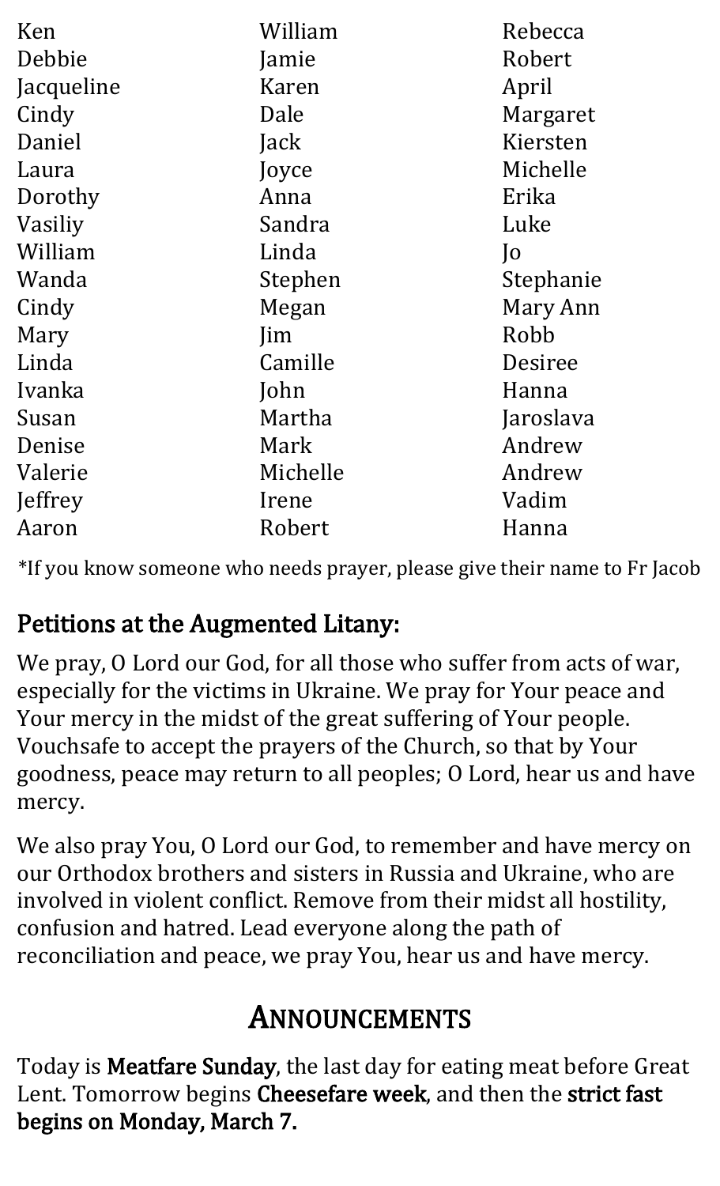Ken
Debbie
Jacqueline
Cindy
Daniel
Laura
Dorothy
Vasiliy
William
Wanda
Cindy
Mary
Linda
Ivanka
Susan
Denise
Valerie
Jeffrey
Aaron
William
Jamie
Karen
Dale
Jack
Joyce
Anna
Sandra
Linda
Stephen
Megan
Jim
Camille
John
Martha
Mark
Michelle
Irene
Robert
Rebecca
Robert
April
Margaret
Kiersten
Michelle
Erika
Luke
Jo
Stephanie
Mary Ann
Robb
Desiree
Hanna
Jaroslava
Andrew
Andrew
Vadim
Hanna

*If you know someone who needs prayer, please give their name to Fr Jacob

## Petitions at the Augmented Litany:

We pray, O Lord our God, for all those who suffer from acts of war, especially for the victims in Ukraine. We pray for Your peace and Your mercy in the midst of the great suffering of Your people. Vouchsafe to accept the prayers of the Church, so that by Your goodness, peace may return to all peoples; O Lord, hear us and have mercy.

We also pray You, O Lord our God, to remember and have mercy on our Orthodox brothers and sisters in Russia and Ukraine, who are involved in violent conflict. Remove from their midst all hostility, confusion and hatred. Lead everyone along the path of reconciliation and peace, we pray You, hear us and have mercy.

# Announcements

Today is **Meatfare Sunday**, the last day for eating meat before Great Lent. Tomorrow begins **Cheesefare week**, and then the **strict fast begins on Monday, March 7.**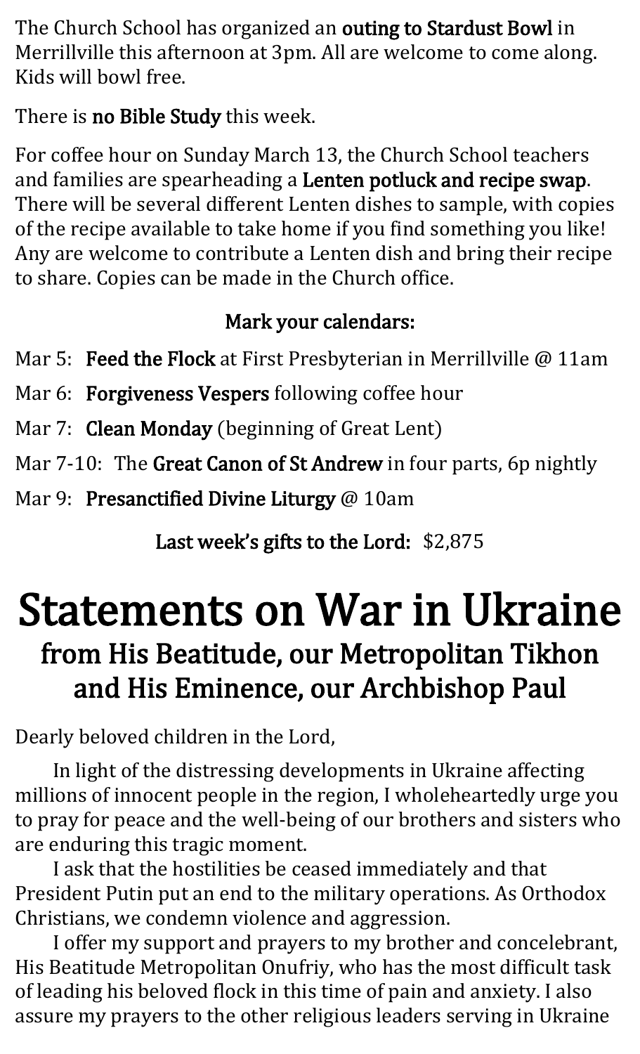The Church School has organized an **outing to Stardust Bowl** in Merrillville this afternoon at 3pm. All are welcome to come along. Kids will bowl free.

There is **no Bible Study** this week.

For coffee hour on Sunday March 13, the Church School teachers and families are spearheading a **Lenten potluck and recipe swap**. There will be several different Lenten dishes to sample, with copies of the recipe available to take home if you find something you like! Any are welcome to contribute a Lenten dish and bring their recipe to share. Copies can be made in the Church office.

**Mark your calendars:**

Mar 5: **Feed the Flock** at First Presbyterian in Merrillville @ 11am

Mar 6: **Forgiveness Vespers** following coffee hour

Mar 7: **Clean Monday** (beginning of Great Lent)

Mar 7-10: The **Great Canon of St Andrew** in four parts, 6p nightly

Mar 9: **Presanctified Divine Liturgy** @ 10am

**Last week's gifts to the Lord:** $2,875

# Statements on War in Ukraine

## from His Beatitude, our Metropolitan Tikhon and His Eminence, our Archbishop Paul

Dearly beloved children in the Lord,

In light of the distressing developments in Ukraine affecting millions of innocent people in the region, I wholeheartedly urge you to pray for peace and the well-being of our brothers and sisters who are enduring this tragic moment.

I ask that the hostilities be ceased immediately and that President Putin put an end to the military operations. As Orthodox Christians, we condemn violence and aggression.

I offer my support and prayers to my brother and concelebrant, His Beatitude Metropolitan Onufriy, who has the most difficult task of leading his beloved flock in this time of pain and anxiety. I also assure my prayers to the other religious leaders serving in Ukraine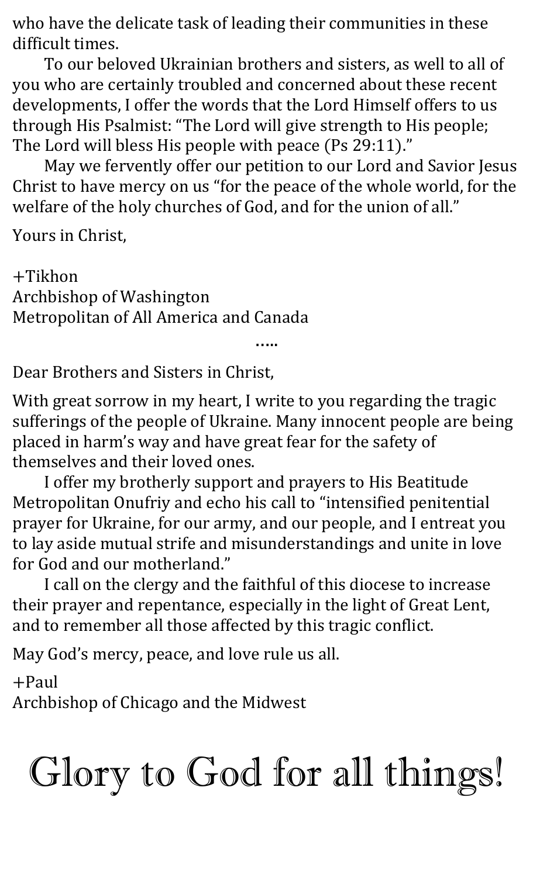who have the delicate task of leading their communities in these difficult times.

To our beloved Ukrainian brothers and sisters, as well to all of you who are certainly troubled and concerned about these recent developments, I offer the words that the Lord Himself offers to us through His Psalmist: "The Lord will give strength to His people; The Lord will bless His people with peace (Ps 29:11)."

May we fervently offer our petition to our Lord and Savior Jesus Christ to have mercy on us "for the peace of the whole world, for the welfare of the holy churches of God, and for the union of all."

Yours in Christ,

+Tikhon
Archbishop of Washington
Metropolitan of All America and Canada

.....

Dear Brothers and Sisters in Christ,

With great sorrow in my heart, I write to you regarding the tragic sufferings of the people of Ukraine. Many innocent people are being placed in harm's way and have great fear for the safety of themselves and their loved ones.

I offer my brotherly support and prayers to His Beatitude Metropolitan Onufriy and echo his call to "intensified penitential prayer for Ukraine, for our army, and our people, and I entreat you to lay aside mutual strife and misunderstandings and unite in love for God and our motherland."

I call on the clergy and the faithful of this diocese to increase their prayer and repentance, especially in the light of Great Lent, and to remember all those affected by this tragic conflict.

May God's mercy, peace, and love rule us all.

+Paul
Archbishop of Chicago and the Midwest

# Glory to God for all things!